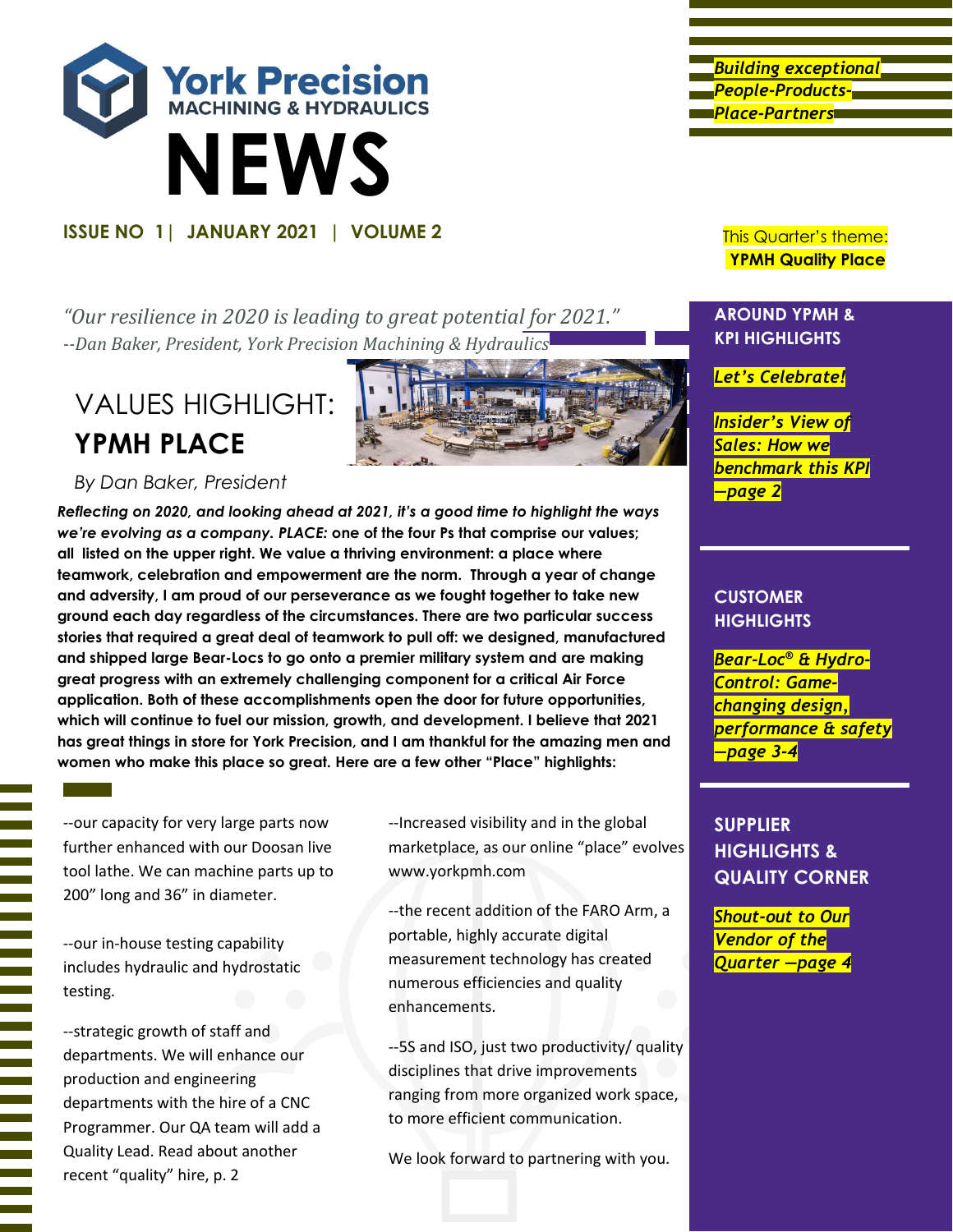# York Precision MACHINING & HYDRAULICS NEWS

**ISSUE NO 1 | JANUARY 2021 | VOLUME 2**

*Building exceptional People-Products-Place-Partners*

This Quarter's theme: **YPMH Quality Place**

*"Our resilience in 2020 is leading to great potential for 2021."*
*--Dan Baker, President, York Precision Machining & Hydraulics*

## VALUES HIGHLIGHT: **YPMH PLACE**

*By Dan Baker, President*

***Reflecting on 2020, and looking ahead at 2021, it's a good time to highlight the ways we're evolving as a company. PLACE:*** **one of the four Ps that comprise our values; all listed on the upper right. We value a thriving environment: a place where teamwork, celebration and empowerment are the norm. Through a year of change and adversity, I am proud of our perseverance as we fought together to take new ground each day regardless of the circumstances. There are two particular success stories that required a great deal of teamwork to pull off: we designed, manufactured and shipped large Bear-Locs to go onto a premier military system and are making great progress with an extremely challenging component for a critical Air Force application. Both of these accomplishments open the door for future opportunities, which will continue to fuel our mission, growth, and development. I believe that 2021 has great things in store for York Precision, and I am thankful for the amazing men and women who make this place so great. Here are a few other "Place" highlights:**

--our capacity for very large parts now further enhanced with our Doosan live tool lathe. We can machine parts up to 200" long and 36" in diameter.

--our in-house testing capability includes hydraulic and hydrostatic testing.

--strategic growth of staff and departments. We will enhance our production and engineering departments with the hire of a CNC Programmer. Our QA team will add a Quality Lead. Read about another recent "quality" hire, p. 2

--Increased visibility and in the global marketplace, as our online "place" evolves www.yorkpmh.com

--the recent addition of the FARO Arm, a portable, highly accurate digital measurement technology has created numerous efficiencies and quality enhancements.

--5S and ISO, just two productivity/ quality disciplines that drive improvements ranging from more organized work space, to more efficient communication.

We look forward to partnering with you.

### AROUND YPMH & KPI HIGHLIGHTS

*Let's Celebrate!*

*Insider's View of Sales: How we benchmark this KPI —page 2*

### CUSTOMER HIGHLIGHTS

*Bear-Loc® & Hydro-Control: Game-changing design, performance & safety —page 3-4*

### SUPPLIER HIGHLIGHTS & QUALITY CORNER

*Shout-out to Our Vendor of the Quarter —page 4*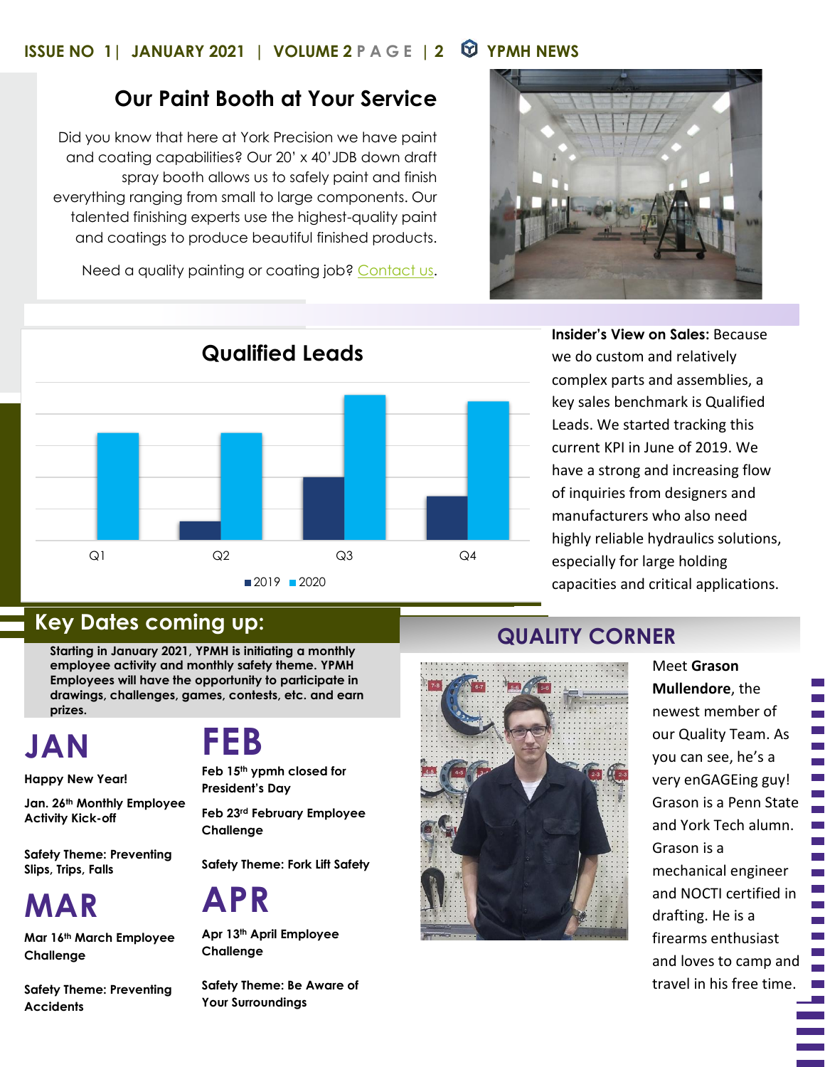## Our Paint Booth at Your Service

Did you know that here at York Precision we have paint and coating capabilities? Our 20' x 40' JDB down draft spray booth allows us to safely paint and finish everything ranging from small to large components. Our talented finishing experts use the highest-quality paint and coatings to produce beautiful finished products.

Need a quality painting or coating job? Contact us.

### Qualified Leads

Q1 Q2 Q3 Q4

■ 2019 ■ 2020

**Insider's View on Sales:** Because we do custom and relatively complex parts and assemblies, a key sales benchmark is Qualified Leads. We started tracking this current KPI in June of 2019. We have a strong and increasing flow of inquiries from designers and manufacturers who also need highly reliable hydraulics solutions, especially for large holding capacities and critical applications.

## Key Dates coming up:

**Starting in January 2021, YPMH is initiating a monthly employee activity and monthly safety theme. YPMH Employees will have the opportunity to participate in drawings, challenges, games, contests, etc. and earn prizes.**

### JAN

**Happy New Year!**

**Jan. 26th Monthly Employee Activity Kick-off**

**Safety Theme: Preventing Slips, Trips, Falls**

### FEB

**Feb 15th ypmh closed for President's Day**

**Feb 23rd February Employee Challenge**

**Safety Theme: Fork Lift Safety**

### MAR

**Mar 16th March Employee Challenge**

**Safety Theme: Preventing Accidents**

### APR

**Apr 13th April Employee Challenge**

**Safety Theme: Be Aware of Your Surroundings**

## QUALITY CORNER

Meet **Grason Mullendore**, the newest member of our Quality Team. As you can see, he's a very enGAGEing guy! Grason is a Penn State and York Tech alumn. Grason is a mechanical engineer and NOCTI certified in drafting. He is a firearms enthusiast and loves to camp and travel in his free time.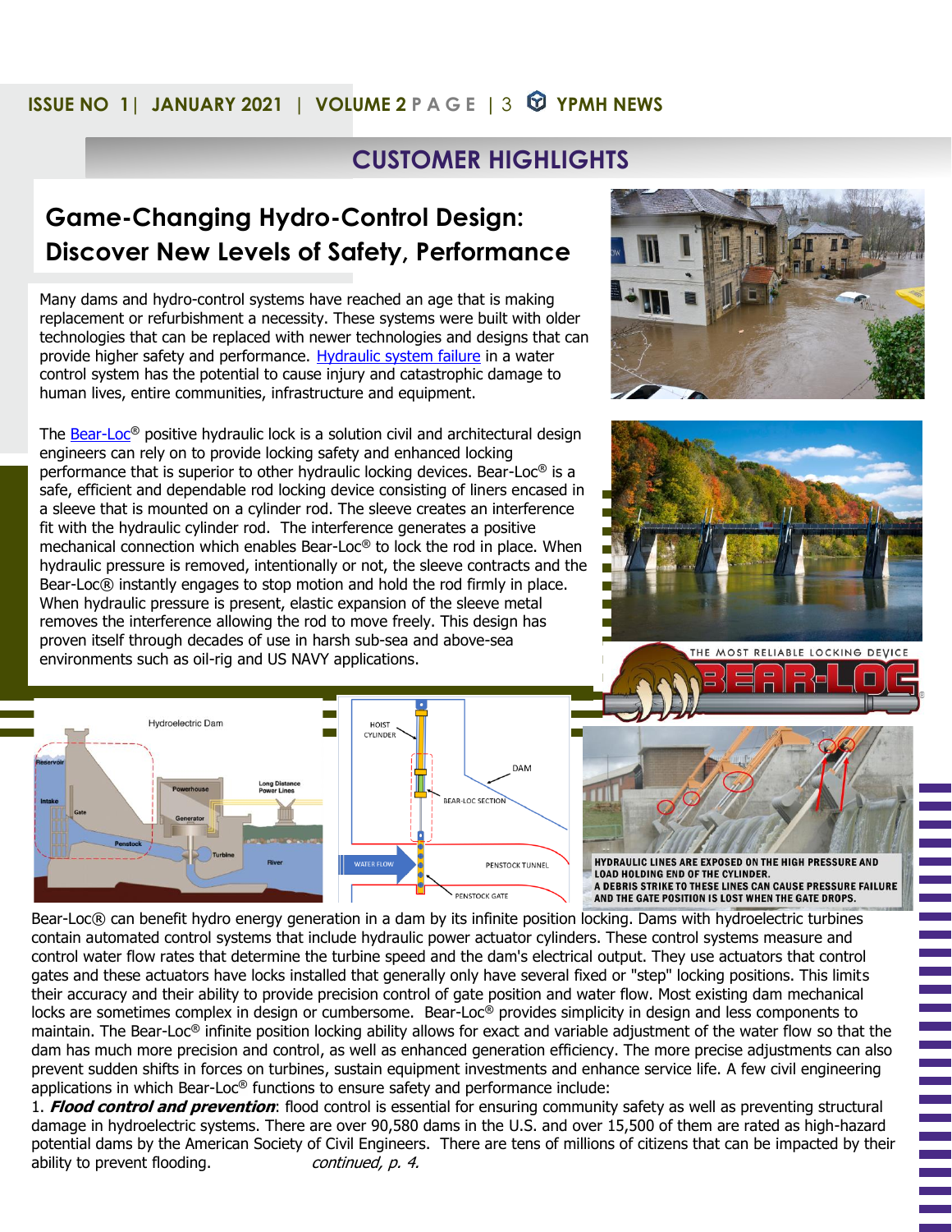## CUSTOMER HIGHLIGHTS

# Game-Changing Hydro-Control Design: Discover New Levels of Safety, Performance

Many dams and hydro-control systems have reached an age that is making replacement or refurbishment a necessity. These systems were built with older technologies that can be replaced with newer technologies and designs that can provide higher safety and performance. Hydraulic system failure in a water control system has the potential to cause injury and catastrophic damage to human lives, entire communities, infrastructure and equipment.

The Bear-Loc® positive hydraulic lock is a solution civil and architectural design engineers can rely on to provide locking safety and enhanced locking performance that is superior to other hydraulic locking devices. Bear-Loc® is a safe, efficient and dependable rod locking device consisting of liners encased in a sleeve that is mounted on a cylinder rod. The sleeve creates an interference fit with the hydraulic cylinder rod. The interference generates a positive mechanical connection which enables Bear-Loc® to lock the rod in place. When hydraulic pressure is removed, intentionally or not, the sleeve contracts and the Bear-Loc® instantly engages to stop motion and hold the rod firmly in place. When hydraulic pressure is present, elastic expansion of the sleeve metal removes the interference allowing the rod to move freely. This design has proven itself through decades of use in harsh sub-sea and above-sea environments such as oil-rig and US NAVY applications.

HYDRAULIC LINES ARE EXPOSED ON THE HIGH PRESSURE AND LOAD HOLDING END OF THE CYLINDER. A DEBRIS STRIKE TO THESE LINES CAN CAUSE PRESSURE FAILURE AND THE GATE POSITION IS LOST WHEN THE GATE DROPS.

Bear-Loc® can benefit hydro energy generation in a dam by its infinite position locking. Dams with hydroelectric turbines contain automated control systems that include hydraulic power actuator cylinders. These control systems measure and control water flow rates that determine the turbine speed and the dam's electrical output. They use actuators that control gates and these actuators have locks installed that generally only have several fixed or "step" locking positions. This limits their accuracy and their ability to provide precision control of gate position and water flow. Most existing dam mechanical locks are sometimes complex in design or cumbersome. Bear-Loc® provides simplicity in design and less components to maintain. The Bear-Loc® infinite position locking ability allows for exact and variable adjustment of the water flow so that the dam has much more precision and control, as well as enhanced generation efficiency. The more precise adjustments can also prevent sudden shifts in forces on turbines, sustain equipment investments and enhance service life. A few civil engineering applications in which Bear-Loc® functions to ensure safety and performance include:

1. ***Flood control and prevention***: flood control is essential for ensuring community safety as well as preventing structural damage in hydroelectric systems. There are over 90,580 dams in the U.S. and over 15,500 of them are rated as high-hazard potential dams by the American Society of Civil Engineers. There are tens of millions of citizens that can be impacted by their ability to prevent flooding. *continued, p. 4.*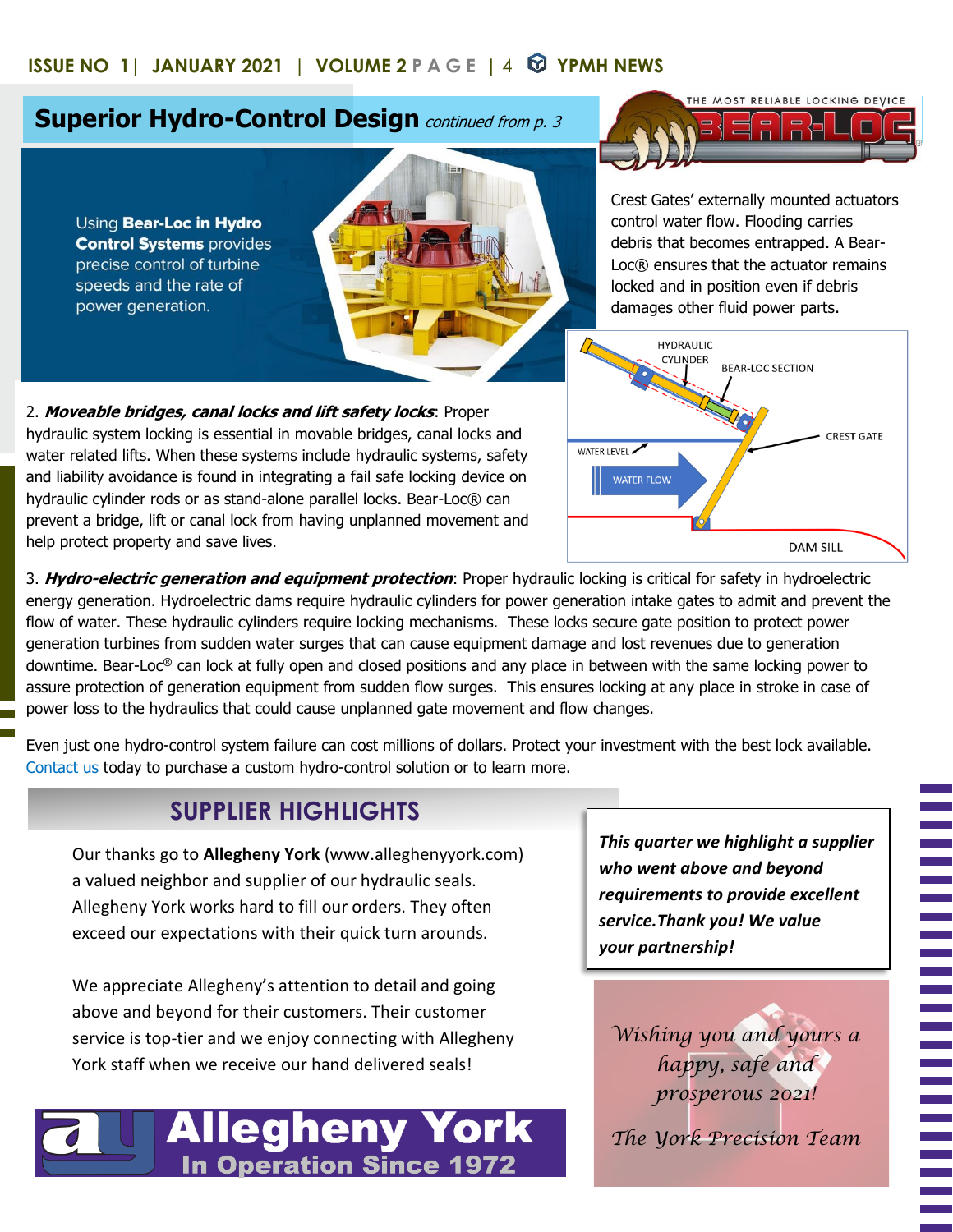## Superior Hydro-Control Design *continued from p. 3*

Using **Bear-Loc in Hydro Control Systems** provides precise control of turbine speeds and the rate of power generation.

THE MOST RELIABLE LOCKING DEVICE
BEAR-LOC

Crest Gates' externally mounted actuators control water flow. Flooding carries debris that becomes entrapped. A Bear-Loc® ensures that the actuator remains locked and in position even if debris damages other fluid power parts.

HYDRAULIC CYLINDER
BEAR-LOC SECTION
CREST GATE
WATER LEVEL
WATER FLOW
DAM SILL

2. ***Moveable bridges, canal locks and lift safety locks***: Proper hydraulic system locking is essential in movable bridges, canal locks and water related lifts. When these systems include hydraulic systems, safety and liability avoidance is found in integrating a fail safe locking device on hydraulic cylinder rods or as stand-alone parallel locks. Bear-Loc® can prevent a bridge, lift or canal lock from having unplanned movement and help protect property and save lives.

3. ***Hydro-electric generation and equipment protection***: Proper hydraulic locking is critical for safety in hydroelectric energy generation. Hydroelectric dams require hydraulic cylinders for power generation intake gates to admit and prevent the flow of water. These hydraulic cylinders require locking mechanisms. These locks secure gate position to protect power generation turbines from sudden water surges that can cause equipment damage and lost revenues due to generation downtime. Bear-Loc® can lock at fully open and closed positions and any place in between with the same locking power to assure protection of generation equipment from sudden flow surges. This ensures locking at any place in stroke in case of power loss to the hydraulics that could cause unplanned gate movement and flow changes.

Even just one hydro-control system failure can cost millions of dollars. Protect your investment with the best lock available. Contact us today to purchase a custom hydro-control solution or to learn more.

## SUPPLIER HIGHLIGHTS

Our thanks go to **Allegheny York** (www.alleghenyyork.com) a valued neighbor and supplier of our hydraulic seals. Allegheny York works hard to fill our orders. They often exceed our expectations with their quick turn arounds.

We appreciate Allegheny's attention to detail and going above and beyond for their customers. Their customer service is top-tier and we enjoy connecting with Allegheny York staff when we receive our hand delivered seals!

**Allegheny York**
**In Operation Since 1972**

***This quarter we highlight a supplier who went above and beyond requirements to provide excellent service.Thank you! We value your partnership!***

*Wishing you and yours a happy, safe and prosperous 2021!*

*The York Precision Team*